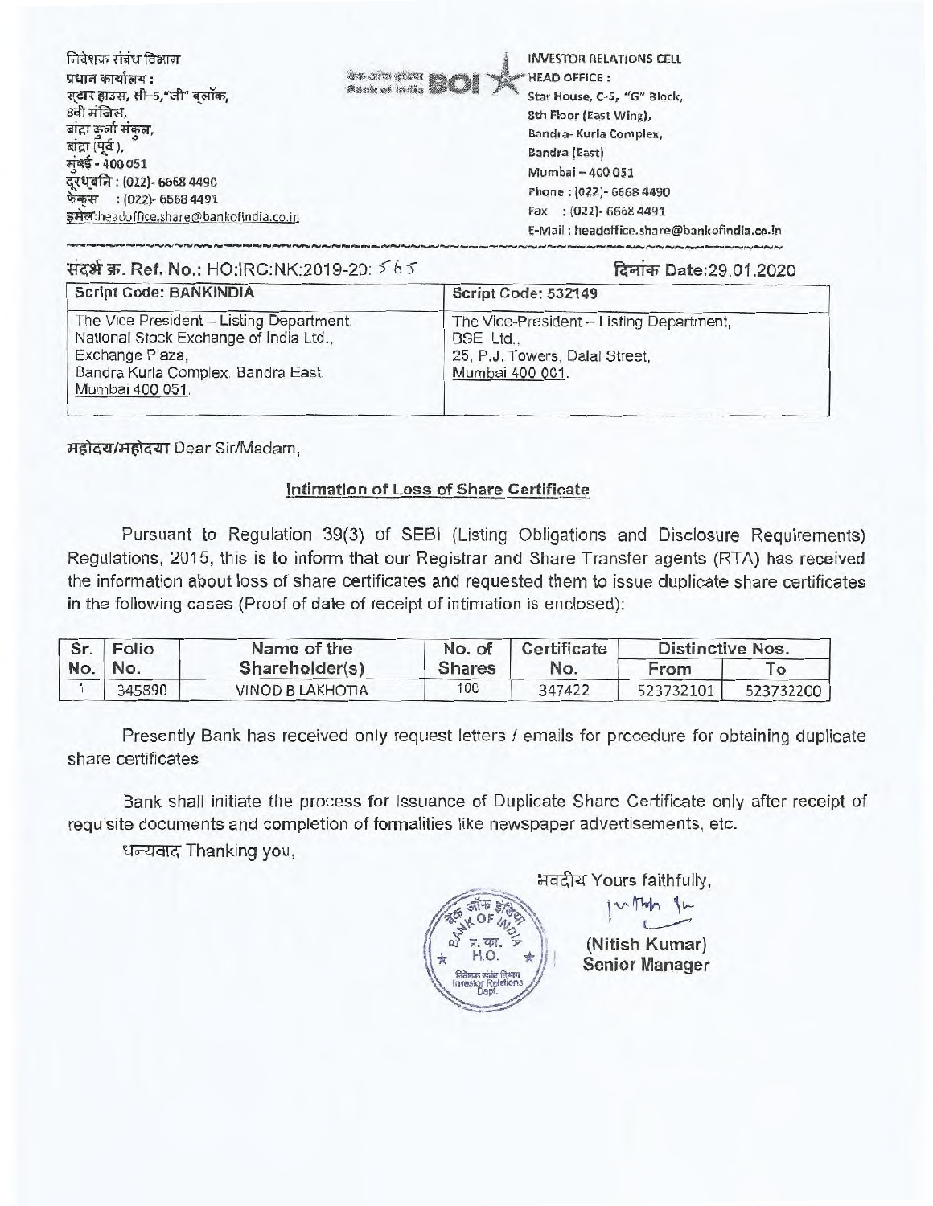निवेशक संबंध विभाग
प्रधान कार्यालय :
स्टार हाउस, सी–5,"जी" ब्लॉक,
8वी मंजिल,
बांद्रा कुर्ला संकुल,
बांद्रा (पूर्व ),
मुंबई - 400 051
दूरध्वनि : (022)- 6668 4490
फेक्स : (022)- 6668 4491
इमेल:headoffice.share@bankofindia.co.in

INVESTOR RELATIONS CELL
HEAD OFFICE :
Star House, C-5, "G" Block,
8th Floor (East Wing),
Bandra- Kurla Complex,
Bandra (East)
Mumbai – 400 051
Phone : (022)- 6668 4490
Fax : (022)- 6668 4491
E-Mail : headoffice.share@bankofindia.co.in

संदर्भ क्र. Ref. No.: HO:IRC:NK:2019-20: 565

दिनांक Date:29.01.2020

| Script Code: BANKINDIA | Script Code: 532149 |
|---|---|
| The Vice President – Listing Department, National Stock Exchange of India Ltd., Exchange Plaza, Bandra Kurla Complex, Bandra East, Mumbai 400 051. | The Vice-President – Listing Department, BSE Ltd., 25, P.J. Towers, Dalal Street, Mumbai 400 001. |

महोदय/महोदया Dear Sir/Madam,

**Intimation of Loss of Share Certificate**

Pursuant to Regulation 39(3) of SEBI (Listing Obligations and Disclosure Requirements) Regulations, 2015, this is to inform that our Registrar and Share Transfer agents (RTA) has received the information about loss of share certificates and requested them to issue duplicate share certificates in the following cases (Proof of date of receipt of intimation is enclosed):

| Sr. No. | Folio No. | Name of the Shareholder(s) | No. of Shares | Certificate No. | Distinctive Nos. | |
|---|---|---|---|---|---|---|
| | | | | | From | To |
| 1 | 345890 | VINOD B LAKHOTIA | 100 | 347422 | 523732101 | 523732200 |

Presently Bank has received only request letters / emails for procedure for obtaining duplicate share certificates

Bank shall initiate the process for Issuance of Duplicate Share Certificate only after receipt of requisite documents and completion of formalities like newspaper advertisements, etc.

धन्यवाद Thanking you,

भवदीय Yours faithfully,

(Nitish Kumar)
Senior Manager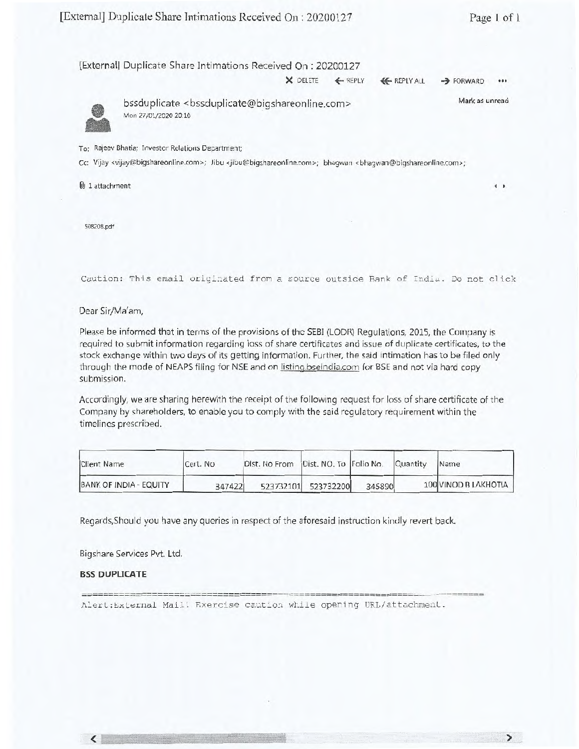[External] Duplicate Share Intimations Received On : 20200127

DELETE   REPLY   REPLY ALL   FORWARD   •••

bssduplicate <bssduplicate@bigshareonline.com>
Mon 27/01/2020 20:10

Mark as unread

To: Rajeev Bhatia; Investor Relations Department;

Cc: Vijay <vijay@bigshareonline.com>; Jibu <jibu@bigshareonline.com>; bhagwan <bhagwan@bigshareonline.com>;

1 attachment

508208.pdf

Caution: This email originated from a source outside Bank of India. Do not click

Dear Sir/Ma'am,

Please be informed that in terms of the provisions of the SEBI (LODR) Regulations, 2015, the Company is required to submit information regarding loss of share certificates and issue of duplicate certificates, to the stock exchange within two days of its getting information. Further, the said intimation has to be filed only through the mode of NEAPS filing for NSE and on listing.bseindia.com for BSE and not via hard copy submission.

Accordingly, we are sharing herewith the receipt of the following request for loss of share certificate of the Company by shareholders, to enable you to comply with the said regulatory requirement within the timelines prescribed.

| Client Name | Cert. No | Dist. No From | Dist. NO. To | Folio No. | Quantity | Name |
|---|---|---|---|---|---|---|
| BANK OF INDIA - EQUITY | 347422 | 523732101 | 523732200 | 345890 | 100 | VINOD B LAKHOTIA |

Regards,Should you have any queries in respect of the aforesaid instruction kindly revert back.

Bigshare Services Pvt. Ltd.

**BSS DUPLICATE**

Alert:External Mail! Exercise caution while opening URL/attachment.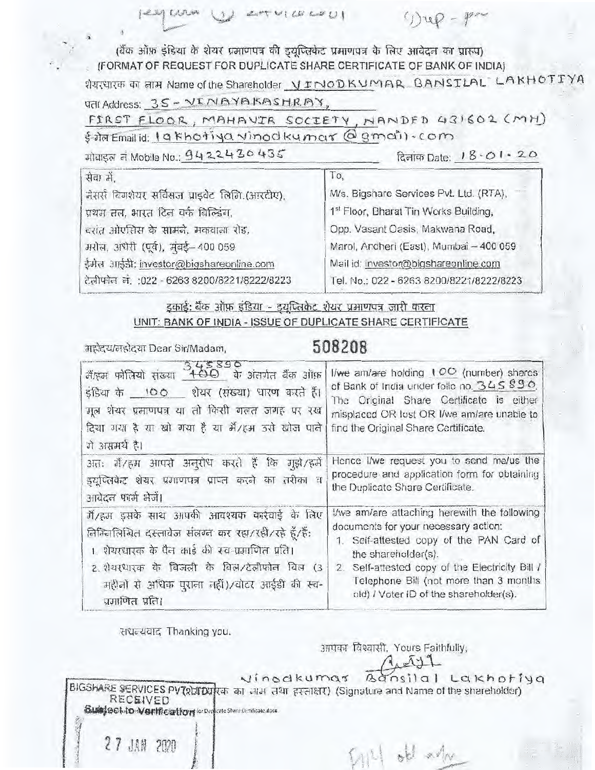(बैंक ऑफ़ इंडिया के शेयर प्रमाणपत्र की डुप्लिकेट प्रमाणपत्र के लिए आवेदन का प्रारूप)

(FORMAT OF REQUEST FOR DUPLICATE SHARE CERTIFICATE OF BANK OF INDIA)

शेयरधारक का नाम Name of the Shareholder VINODKUMAR BANSILAL LAKHOTIYA

पता Address: 35 - VINAYAKASHRAY, FIRST FLOOR, MAHAVIR SOCIETY, NANDED 431602 (MH)

ई-मेल Email id: lakhotiyavinodkumar@gmail.com

मोबाइल नं Mobile No.: 9422430435

दिनांक Date: 18-01-20

| | |
|---|---|
| सेवा में,<br>मेसर्स बिगशेयर सर्विसज प्राइवेट लिमि.(आरटीए),<br>प्रथम तल, भारत टिन वर्क बिल्डिंग,<br>वसंत ओएसिस के सामने, मकवाना रोड,<br>मरोल, अंधेरी (पूर्व), मुंबई– 400 059<br>ईमेल आईडी: investor@bigshareonline.com<br>टेलीफोन नं. :022 - 6263 8200/8221/8222/8223 | To,<br>M/s. Bigshare Services Pvt. Ltd. (RTA),<br>1st Floor, Bharat Tin Works Building,<br>Opp. Vasant Oasis, Makwana Road,<br>Marol, Andheri (East), Mumbai – 400 059<br>Mail id: investor@bigshareonline.com<br>Tel. No.: 022 - 6263 8200/8221/8222/8223 |

**इकाई: बैंक ऑफ़ इंडिया - डुप्लिकेट शेयर प्रमाणपत्र जारी करना**

**UNIT: BANK OF INDIA - ISSUE OF DUPLICATE SHARE CERTIFICATE**

महोदय/महोदया Dear Sir/Madam,

508208

| | |
|---|---|
| मैं/हम फोलियो संख्या ~~100~~ 345890 के अंतर्गत बैंक ऑफ़ इंडिया के 100 शेयर (संख्या) धारण करते हैं। मूल शेयर प्रमाणपत्र या तो किसी गलत जगह पर रख दिया गया है या खो गया है या मैं/हम उसे खोज पाने में असमर्थ है। | I/we am/are holding 100 (number) shares of Bank of India under folio no. 345890. The Original Share Certificate is either misplaced OR lost OR I/we am/are unable to find the Original Share Certificate. |
| अतः मैं/हम आपसे अनुरोध करते हैं कि मुझे/हमें डुप्लिकेट शेयर प्रमाणपत्र प्राप्त करने का तरीका व आवेदन फार्म भेजें। | Hence I/we request you to send me/us the procedure and application form for obtaining the Duplicate Share Certificate. |
| मैं/हम इसके साथ आपकी आवश्यक कार्रवाई के लिए निम्नलिखित दस्तावेज संलग्न कर रहा/रही/रहे हूँ/हैं:<br>1. शेयरधारक के पैन कार्ड की स्व-प्रमाणित प्रति।<br>2. शेयरधारक के बिजली के बिल/टेलीफोन बिल (3 महीनों से अधिक पुराना नहीं)/वोटर आईडी की स्व-प्रमाणित प्रति। | I/we am/are attaching herewith the following documents for your necessary action:<br>1. Self-attested copy of the PAN Card of the shareholder(s).<br>2. Self-attested copy of the Electricity Bill / Telephone Bill (not more than 3 months old) / Voter ID of the shareholder(s). |

सधन्यवाद Thanking you.

आपका विश्वासी, Yours Faithfully,

Vinodkumar Bansilal Lakhotiya

(शेयरधारक का नाम तथा हस्ताक्षर) (Signature and Name of the shareholder)

BIGSHARE SERVICES PVT. LTD.
RECEIVED
Subject to Verification
27 JAN 2020